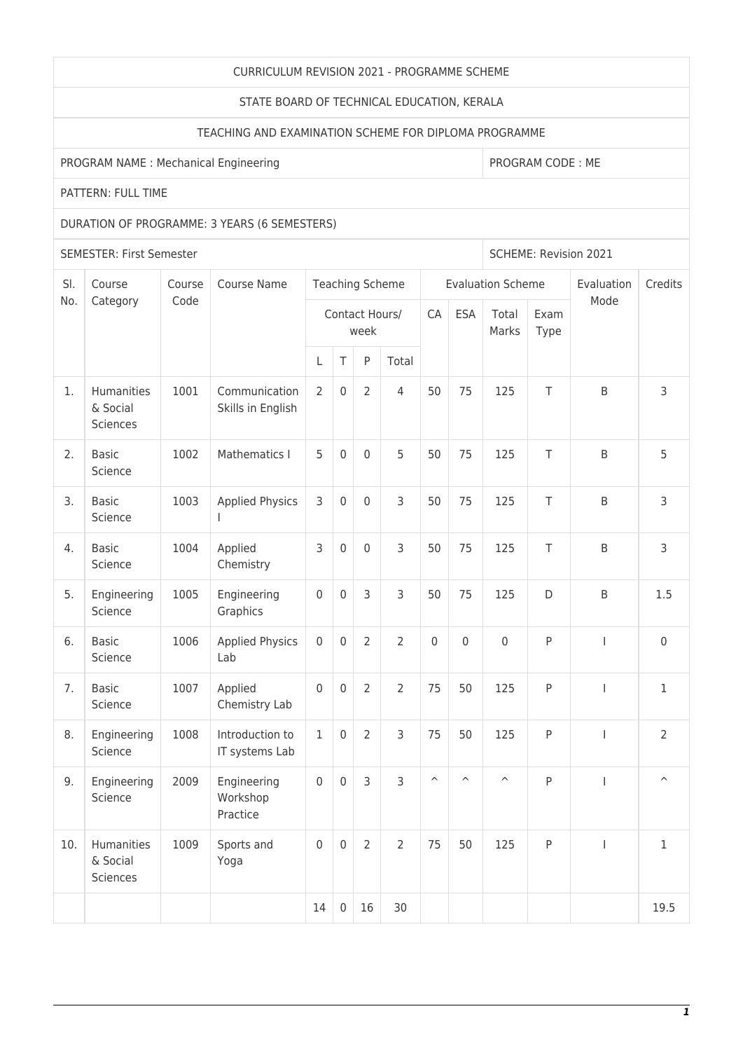| CURRICULUM REVISION 2021 - PROGRAMME SCHEME | | | | | | | | | | | | | | |
|---|---|---|---|---|---|---|---|---|---|---|---|---|---|---|
| STATE BOARD OF TECHNICAL EDUCATION, KERALA | | | | | | | | | | | | | | |
| TEACHING AND EXAMINATION SCHEME FOR DIPLOMA PROGRAMME | | | | | | | | | | | | | | |
| PROGRAM NAME : Mechanical Engineering | | | | | | | | | | PROGRAM CODE : ME | | | | |
| PATTERN: FULL TIME | | | | | | | | | | | | | | |
| DURATION OF PROGRAMME: 3 YEARS (6 SEMESTERS) | | | | | | | | | | | | | | |
| SEMESTER: First Semester | | | | | | | | | | SCHEME: Revision 2021 | | | | |
| Sl. No. | Course Category | Course Code | Course Name | Teaching Scheme | | | | Evaluation Scheme | | | | Evaluation Mode | Credits |
| | | | | Contact Hours/ week | | | | CA | ESA | Total Marks | Exam Type | | |
| | | | | L | T | P | Total | | | | | | |
| 1. | Humanities & Social Sciences | 1001 | Communication Skills in English | 2 | 0 | 2 | 4 | 50 | 75 | 125 | T | B | 3 |
| 2. | Basic Science | 1002 | Mathematics I | 5 | 0 | 0 | 5 | 50 | 75 | 125 | T | B | 5 |
| 3. | Basic Science | 1003 | Applied Physics I | 3 | 0 | 0 | 3 | 50 | 75 | 125 | T | B | 3 |
| 4. | Basic Science | 1004 | Applied Chemistry | 3 | 0 | 0 | 3 | 50 | 75 | 125 | T | B | 3 |
| 5. | Engineering Science | 1005 | Engineering Graphics | 0 | 0 | 3 | 3 | 50 | 75 | 125 | D | B | 1.5 |
| 6. | Basic Science | 1006 | Applied Physics Lab | 0 | 0 | 2 | 2 | 0 | 0 | 0 | P | I | 0 |
| 7. | Basic Science | 1007 | Applied Chemistry Lab | 0 | 0 | 2 | 2 | 75 | 50 | 125 | P | I | 1 |
| 8. | Engineering Science | 1008 | Introduction to IT systems Lab | 1 | 0 | 2 | 3 | 75 | 50 | 125 | P | I | 2 |
| 9. | Engineering Science | 2009 | Engineering Workshop Practice | 0 | 0 | 3 | 3 | ^ | ^ | ^ | P | I | ^ |
| 10. | Humanities & Social Sciences | 1009 | Sports and Yoga | 0 | 0 | 2 | 2 | 75 | 50 | 125 | P | I | 1 |
| | | | | 14 | 0 | 16 | 30 | | | | | | 19.5 |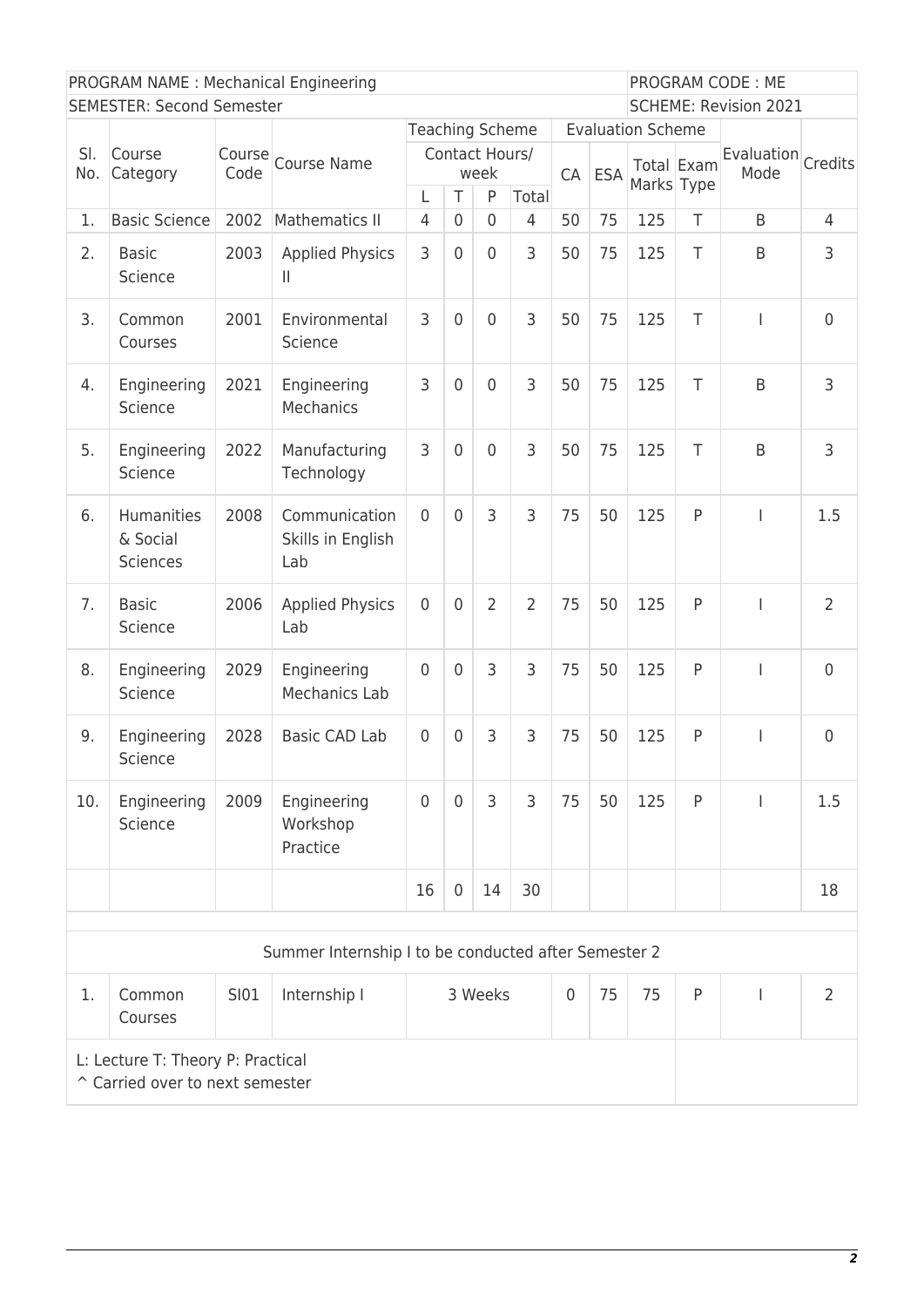| PROGRAM NAME : Mechanical Engineering | | | | | | | | | | | | | PROGRAM CODE : ME | |
|---|---|---|---|---|---|---|---|---|---|---|---|---|---|---|
| SEMESTER: Second Semester | | | | | | | | | | | | | SCHEME: Revision 2021 | |
| Sl. No. | Course Category | Course Code | Course Name | Teaching Scheme | | | | Evaluation Scheme | | | | | Evaluation Mode | Credits |
| | | | | Contact Hours/ week | | | | CA | ESA | Total Marks | Exam Type | | | |
| | | | | L | T | P | Total | | | | | | | |
| 1. | Basic Science | 2002 | Mathematics II | 4 | 0 | 0 | 4 | 50 | 75 | 125 | T | | B | 4 |
| 2. | Basic Science | 2003 | Applied Physics II | 3 | 0 | 0 | 3 | 50 | 75 | 125 | T | | B | 3 |
| 3. | Common Courses | 2001 | Environmental Science | 3 | 0 | 0 | 3 | 50 | 75 | 125 | T | | I | 0 |
| 4. | Engineering Science | 2021 | Engineering Mechanics | 3 | 0 | 0 | 3 | 50 | 75 | 125 | T | | B | 3 |
| 5. | Engineering Science | 2022 | Manufacturing Technology | 3 | 0 | 0 | 3 | 50 | 75 | 125 | T | | B | 3 |
| 6. | Humanities & Social Sciences | 2008 | Communication Skills in English Lab | 0 | 0 | 3 | 3 | 75 | 50 | 125 | P | | I | 1.5 |
| 7. | Basic Science | 2006 | Applied Physics Lab | 0 | 0 | 2 | 2 | 75 | 50 | 125 | P | | I | 2 |
| 8. | Engineering Science | 2029 | Engineering Mechanics Lab | 0 | 0 | 3 | 3 | 75 | 50 | 125 | P | | I | 0 |
| 9. | Engineering Science | 2028 | Basic CAD Lab | 0 | 0 | 3 | 3 | 75 | 50 | 125 | P | | I | 0 |
| 10. | Engineering Science | 2009 | Engineering Workshop Practice | 0 | 0 | 3 | 3 | 75 | 50 | 125 | P | | I | 1.5 |
| | | | | 16 | 0 | 14 | 30 | | | | | | | 18 |
| Summer Internship I to be conducted after Semester 2 | | | | | | | | | | | | | | |
| 1. | Common Courses | SI01 | Internship I | 3 Weeks | | | | 0 | 75 | 75 | P | | I | 2 |

L: Lecture T: Theory P: Practical
^ Carried over to next semester